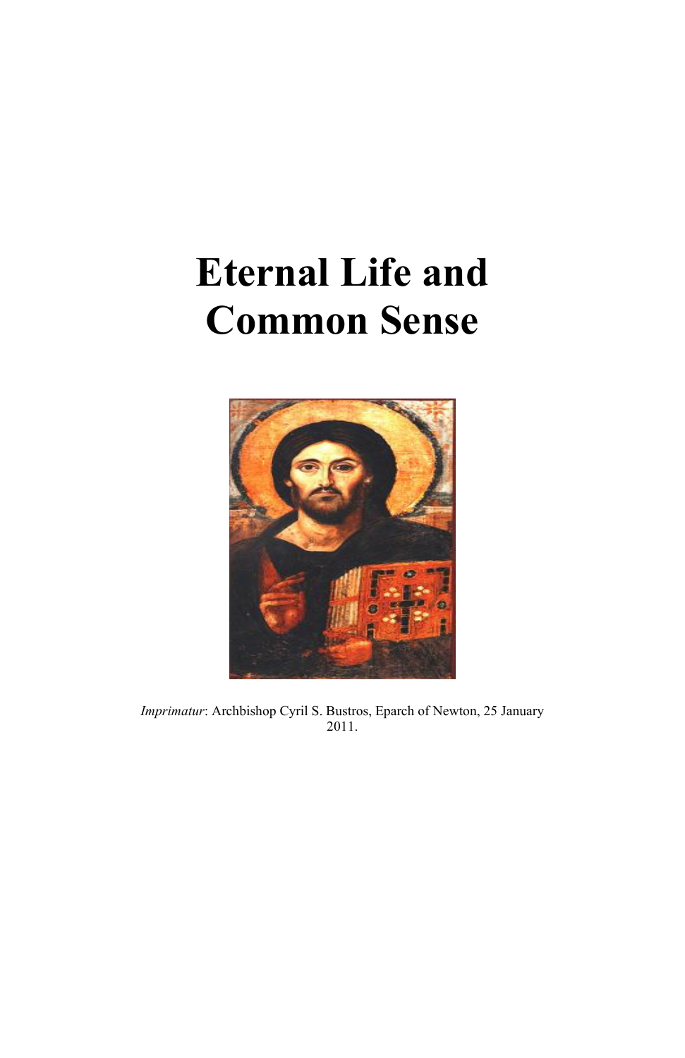# Eternal Life and Common Sense

*Imprimatur*: Archbishop Cyril S. Bustros, Eparch of Newton, 25 January 2011.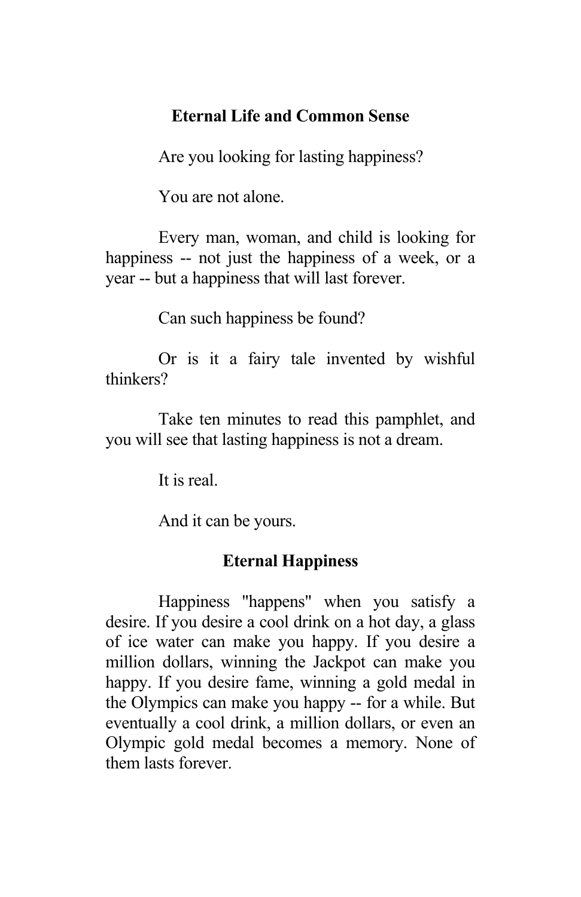## Eternal Life and Common Sense

Are you looking for lasting happiness?

You are not alone.

Every man, woman, and child is looking for happiness -- not just the happiness of a week, or a year -- but a happiness that will last forever.

Can such happiness be found?

Or is it a fairy tale invented by wishful thinkers?

Take ten minutes to read this pamphlet, and you will see that lasting happiness is not a dream.

It is real.

And it can be yours.

## Eternal Happiness

Happiness "happens" when you satisfy a desire. If you desire a cool drink on a hot day, a glass of ice water can make you happy. If you desire a million dollars, winning the Jackpot can make you happy. If you desire fame, winning a gold medal in the Olympics can make you happy -- for a while. But eventually a cool drink, a million dollars, or even an Olympic gold medal becomes a memory. None of them lasts forever.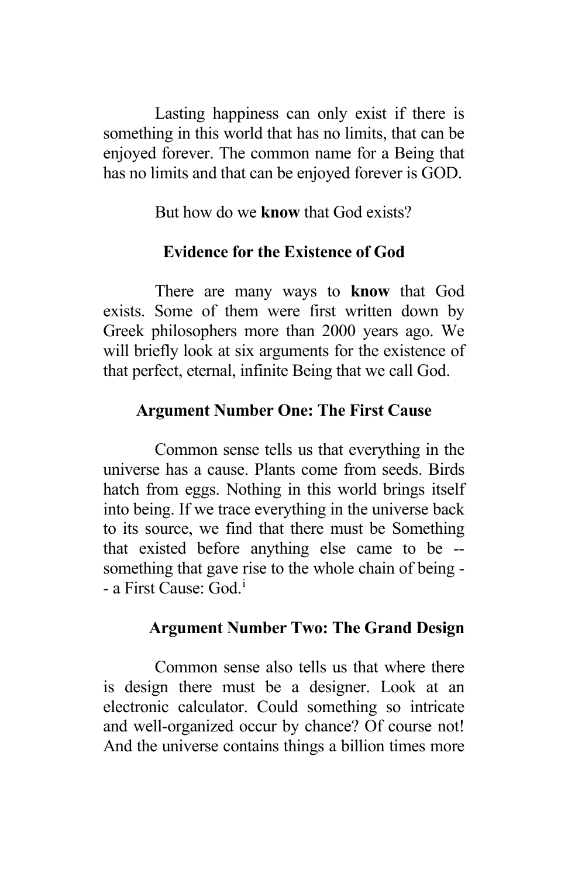Lasting happiness can only exist if there is something in this world that has no limits, that can be enjoyed forever. The common name for a Being that has no limits and that can be enjoyed forever is GOD.

But how do we **know** that God exists?

## Evidence for the Existence of God

There are many ways to **know** that God exists. Some of them were first written down by Greek philosophers more than 2000 years ago. We will briefly look at six arguments for the existence of that perfect, eternal, infinite Being that we call God.

### Argument Number One: The First Cause

Common sense tells us that everything in the universe has a cause. Plants come from seeds. Birds hatch from eggs. Nothing in this world brings itself into being. If we trace everything in the universe back to its source, we find that there must be Something that existed before anything else came to be -- something that gave rise to the whole chain of being -- a First Cause: God.[i]

### Argument Number Two: The Grand Design

Common sense also tells us that where there is design there must be a designer. Look at an electronic calculator. Could something so intricate and well-organized occur by chance? Of course not! And the universe contains things a billion times more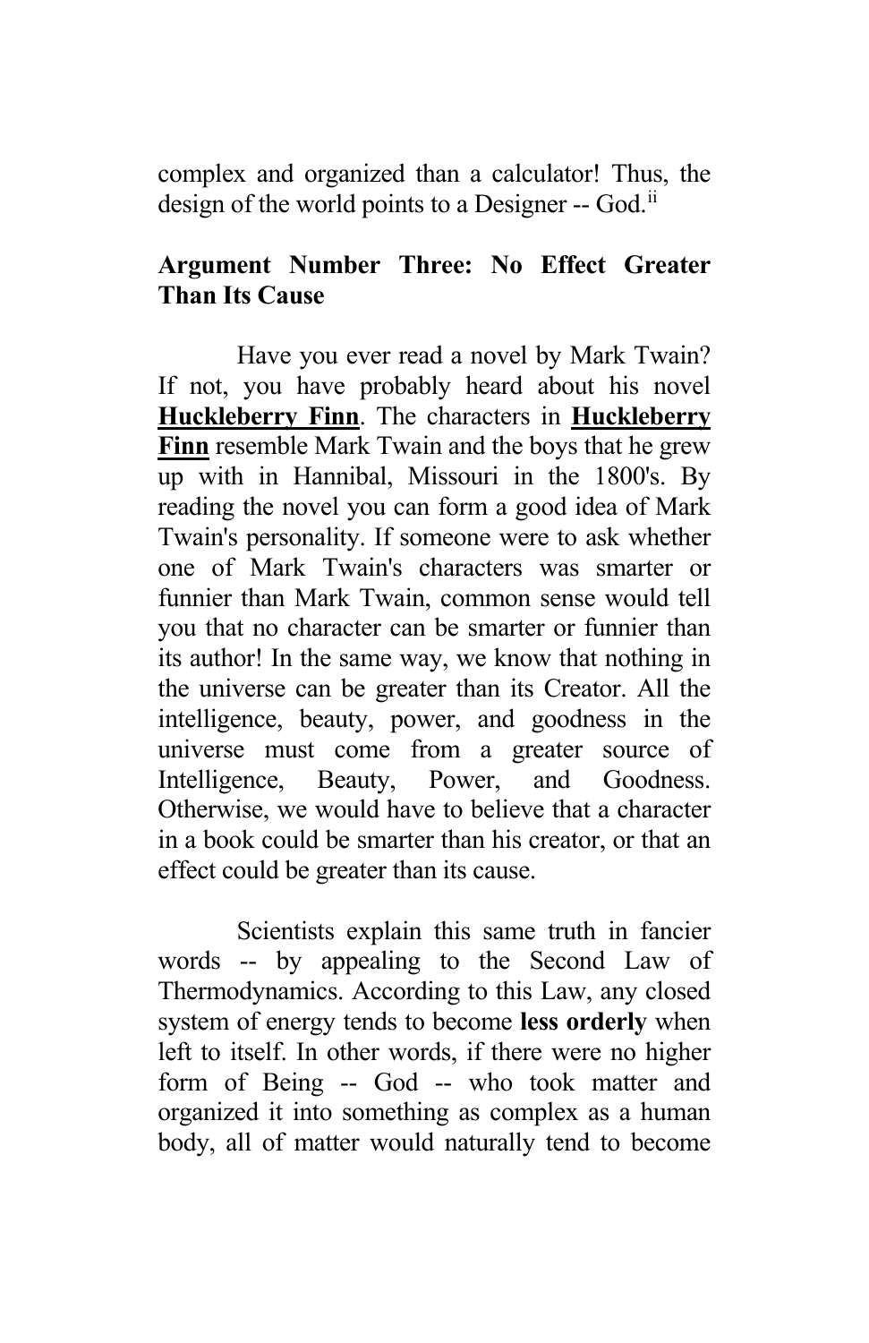complex and organized than a calculator! Thus, the design of the world points to a Designer -- God.[ii]

## Argument Number Three: No Effect Greater Than Its Cause

Have you ever read a novel by Mark Twain? If not, you have probably heard about his novel **Huckleberry Finn**. The characters in **Huckleberry Finn** resemble Mark Twain and the boys that he grew up with in Hannibal, Missouri in the 1800's. By reading the novel you can form a good idea of Mark Twain's personality. If someone were to ask whether one of Mark Twain's characters was smarter or funnier than Mark Twain, common sense would tell you that no character can be smarter or funnier than its author! In the same way, we know that nothing in the universe can be greater than its Creator. All the intelligence, beauty, power, and goodness in the universe must come from a greater source of Intelligence, Beauty, Power, and Goodness. Otherwise, we would have to believe that a character in a book could be smarter than his creator, or that an effect could be greater than its cause.

Scientists explain this same truth in fancier words -- by appealing to the Second Law of Thermodynamics. According to this Law, any closed system of energy tends to become **less orderly** when left to itself. In other words, if there were no higher form of Being -- God -- who took matter and organized it into something as complex as a human body, all of matter would naturally tend to become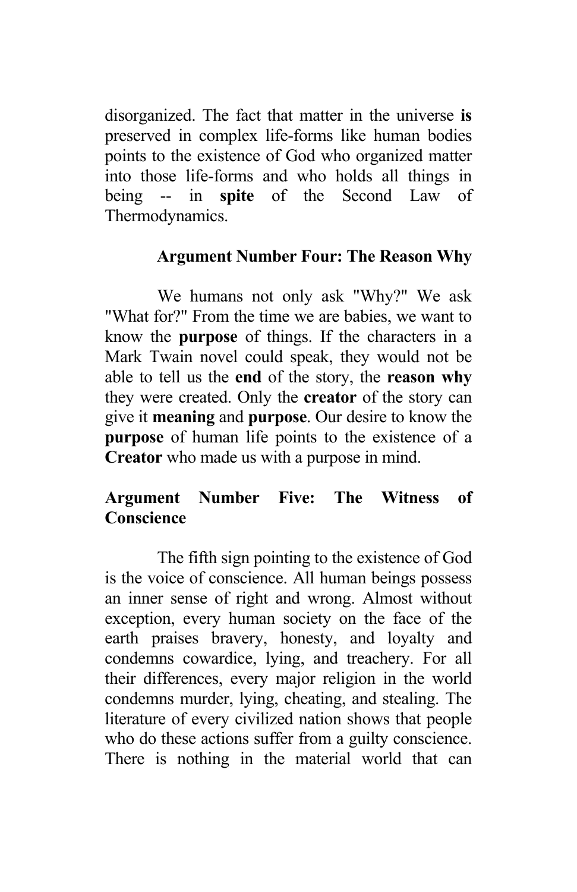disorganized. The fact that matter in the universe **is** preserved in complex life-forms like human bodies points to the existence of God who organized matter into those life-forms and who holds all things in being -- in **spite** of the Second Law of Thermodynamics.

### Argument Number Four: The Reason Why

We humans not only ask "Why?" We ask "What for?" From the time we are babies, we want to know the **purpose** of things. If the characters in a Mark Twain novel could speak, they would not be able to tell us the **end** of the story, the **reason why** they were created. Only the **creator** of the story can give it **meaning** and **purpose**. Our desire to know the **purpose** of human life points to the existence of a **Creator** who made us with a purpose in mind.

### Argument Number Five: The Witness of Conscience

The fifth sign pointing to the existence of God is the voice of conscience. All human beings possess an inner sense of right and wrong. Almost without exception, every human society on the face of the earth praises bravery, honesty, and loyalty and condemns cowardice, lying, and treachery. For all their differences, every major religion in the world condemns murder, lying, cheating, and stealing. The literature of every civilized nation shows that people who do these actions suffer from a guilty conscience. There is nothing in the material world that can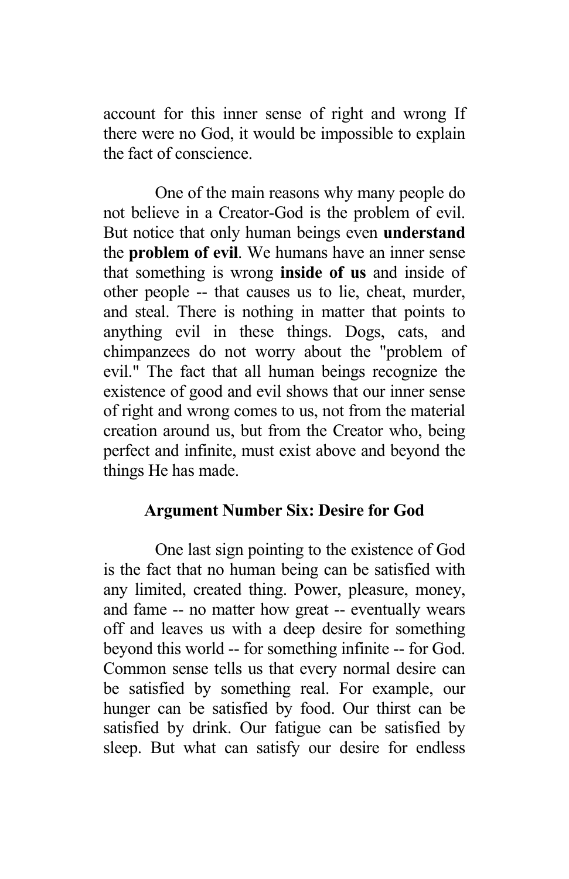account for this inner sense of right and wrong If there were no God, it would be impossible to explain the fact of conscience.

One of the main reasons why many people do not believe in a Creator-God is the problem of evil. But notice that only human beings even **understand** the **problem of evil**. We humans have an inner sense that something is wrong **inside of us** and inside of other people -- that causes us to lie, cheat, murder, and steal. There is nothing in matter that points to anything evil in these things. Dogs, cats, and chimpanzees do not worry about the "problem of evil." The fact that all human beings recognize the existence of good and evil shows that our inner sense of right and wrong comes to us, not from the material creation around us, but from the Creator who, being perfect and infinite, must exist above and beyond the things He has made.

## Argument Number Six: Desire for God

One last sign pointing to the existence of God is the fact that no human being can be satisfied with any limited, created thing. Power, pleasure, money, and fame -- no matter how great -- eventually wears off and leaves us with a deep desire for something beyond this world -- for something infinite -- for God. Common sense tells us that every normal desire can be satisfied by something real. For example, our hunger can be satisfied by food. Our thirst can be satisfied by drink. Our fatigue can be satisfied by sleep. But what can satisfy our desire for endless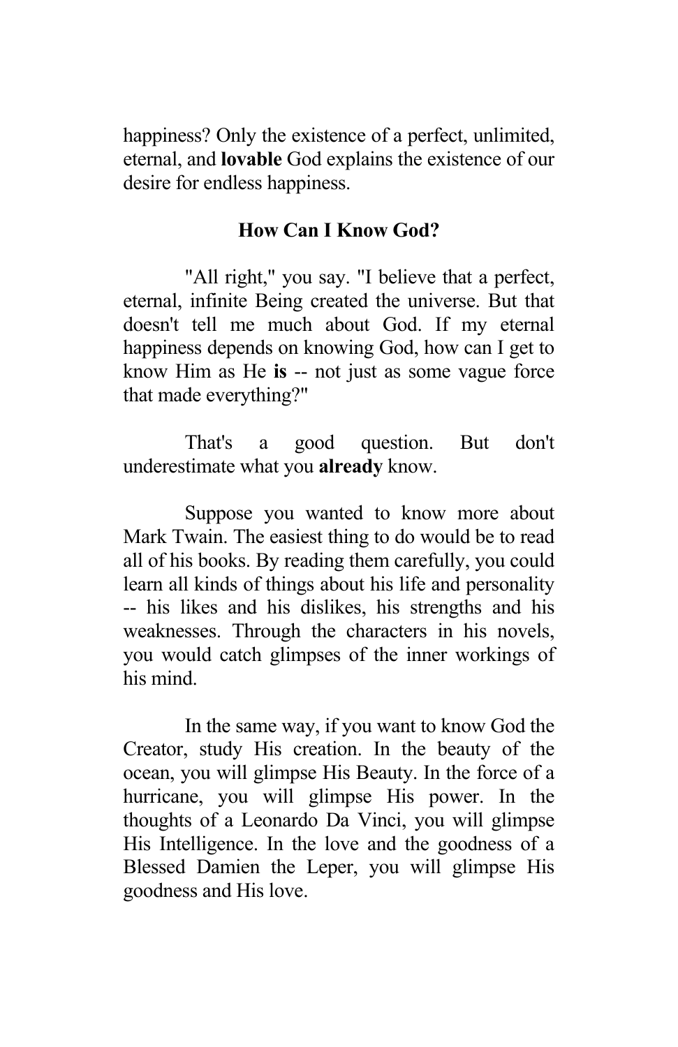happiness? Only the existence of a perfect, unlimited, eternal, and **lovable** God explains the existence of our desire for endless happiness.

## How Can I Know God?

"All right," you say. "I believe that a perfect, eternal, infinite Being created the universe. But that doesn't tell me much about God. If my eternal happiness depends on knowing God, how can I get to know Him as He **is** -- not just as some vague force that made everything?"

That's a good question. But don't underestimate what you **already** know.

Suppose you wanted to know more about Mark Twain. The easiest thing to do would be to read all of his books. By reading them carefully, you could learn all kinds of things about his life and personality -- his likes and his dislikes, his strengths and his weaknesses. Through the characters in his novels, you would catch glimpses of the inner workings of his mind.

In the same way, if you want to know God the Creator, study His creation. In the beauty of the ocean, you will glimpse His Beauty. In the force of a hurricane, you will glimpse His power. In the thoughts of a Leonardo Da Vinci, you will glimpse His Intelligence. In the love and the goodness of a Blessed Damien the Leper, you will glimpse His goodness and His love.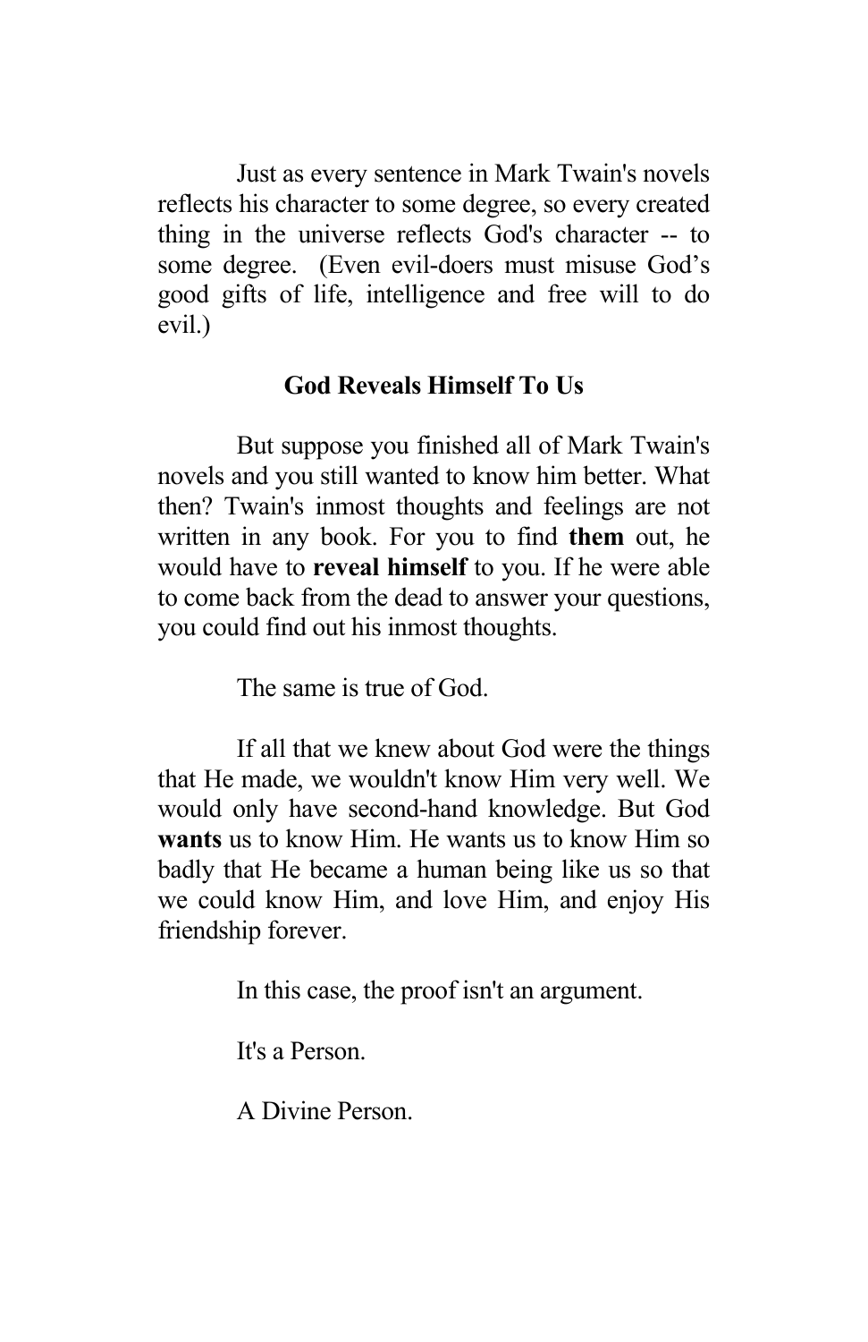Just as every sentence in Mark Twain's novels reflects his character to some degree, so every created thing in the universe reflects God's character -- to some degree. (Even evil-doers must misuse God's good gifts of life, intelligence and free will to do evil.)

## God Reveals Himself To Us

But suppose you finished all of Mark Twain's novels and you still wanted to know him better. What then? Twain's inmost thoughts and feelings are not written in any book. For you to find **them** out, he would have to **reveal himself** to you. If he were able to come back from the dead to answer your questions, you could find out his inmost thoughts.

The same is true of God.

If all that we knew about God were the things that He made, we wouldn't know Him very well. We would only have second-hand knowledge. But God **wants** us to know Him. He wants us to know Him so badly that He became a human being like us so that we could know Him, and love Him, and enjoy His friendship forever.

In this case, the proof isn't an argument.

It's a Person.

A Divine Person.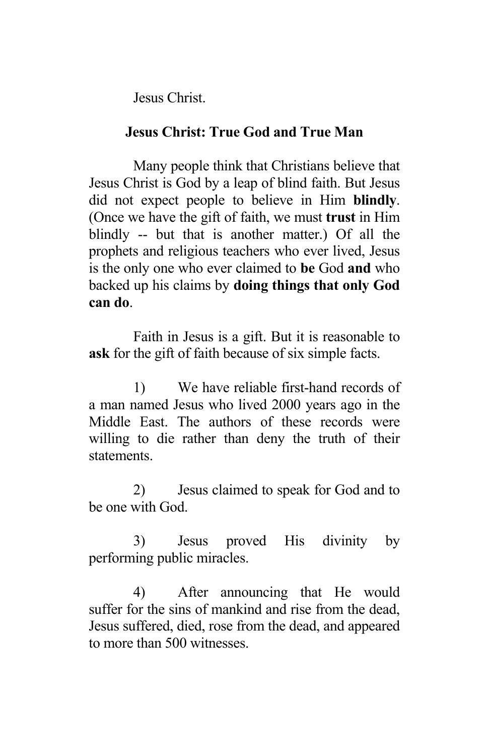Jesus Christ.

## Jesus Christ: True God and True Man

Many people think that Christians believe that Jesus Christ is God by a leap of blind faith. But Jesus did not expect people to believe in Him **blindly**. (Once we have the gift of faith, we must **trust** in Him blindly -- but that is another matter.) Of all the prophets and religious teachers who ever lived, Jesus is the only one who ever claimed to **be** God **and** who backed up his claims by **doing things that only God can do**.

Faith in Jesus is a gift. But it is reasonable to **ask** for the gift of faith because of six simple facts.

1) We have reliable first-hand records of a man named Jesus who lived 2000 years ago in the Middle East. The authors of these records were willing to die rather than deny the truth of their statements.

2) Jesus claimed to speak for God and to be one with God.

3) Jesus proved His divinity by performing public miracles.

4) After announcing that He would suffer for the sins of mankind and rise from the dead, Jesus suffered, died, rose from the dead, and appeared to more than 500 witnesses.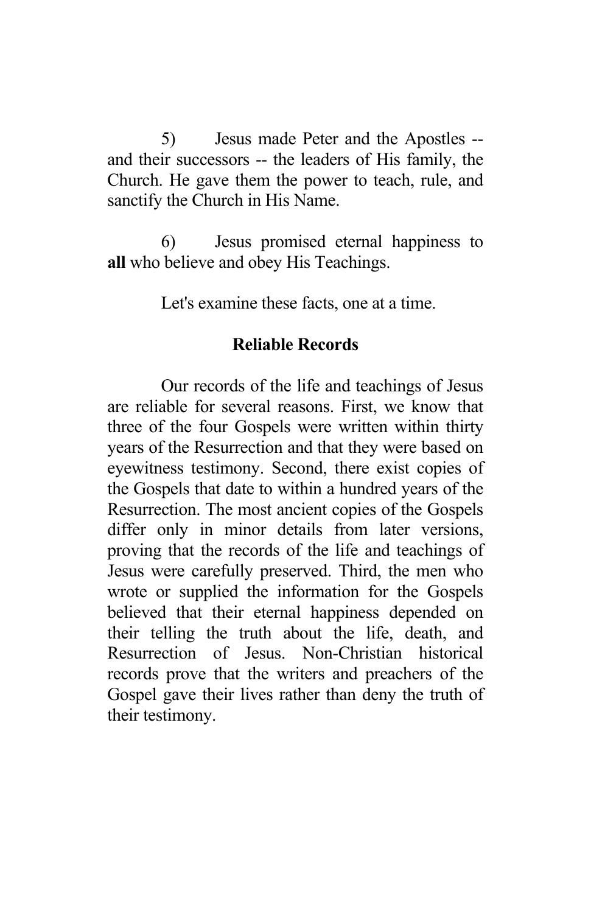5) Jesus made Peter and the Apostles -- and their successors -- the leaders of His family, the Church. He gave them the power to teach, rule, and sanctify the Church in His Name.

6) Jesus promised eternal happiness to **all** who believe and obey His Teachings.

Let's examine these facts, one at a time.

## Reliable Records

Our records of the life and teachings of Jesus are reliable for several reasons. First, we know that three of the four Gospels were written within thirty years of the Resurrection and that they were based on eyewitness testimony. Second, there exist copies of the Gospels that date to within a hundred years of the Resurrection. The most ancient copies of the Gospels differ only in minor details from later versions, proving that the records of the life and teachings of Jesus were carefully preserved. Third, the men who wrote or supplied the information for the Gospels believed that their eternal happiness depended on their telling the truth about the life, death, and Resurrection of Jesus. Non-Christian historical records prove that the writers and preachers of the Gospel gave their lives rather than deny the truth of their testimony.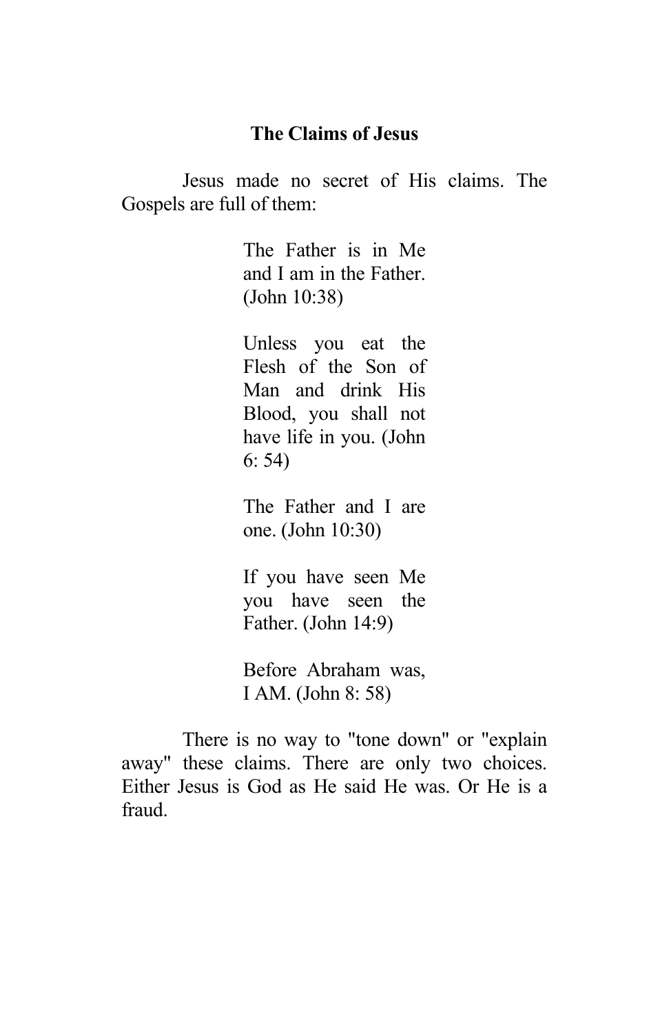**The Claims of Jesus**

Jesus made no secret of His claims. The Gospels are full of them:

> The Father is in Me and I am in the Father. (John 10:38)
>
> Unless you eat the Flesh of the Son of Man and drink His Blood, you shall not have life in you. (John 6: 54)
>
> The Father and I are one. (John 10:30)
>
> If you have seen Me you have seen the Father. (John 14:9)
>
> Before Abraham was, I AM. (John 8: 58)

There is no way to "tone down" or "explain away" these claims. There are only two choices. Either Jesus is God as He said He was. Or He is a fraud.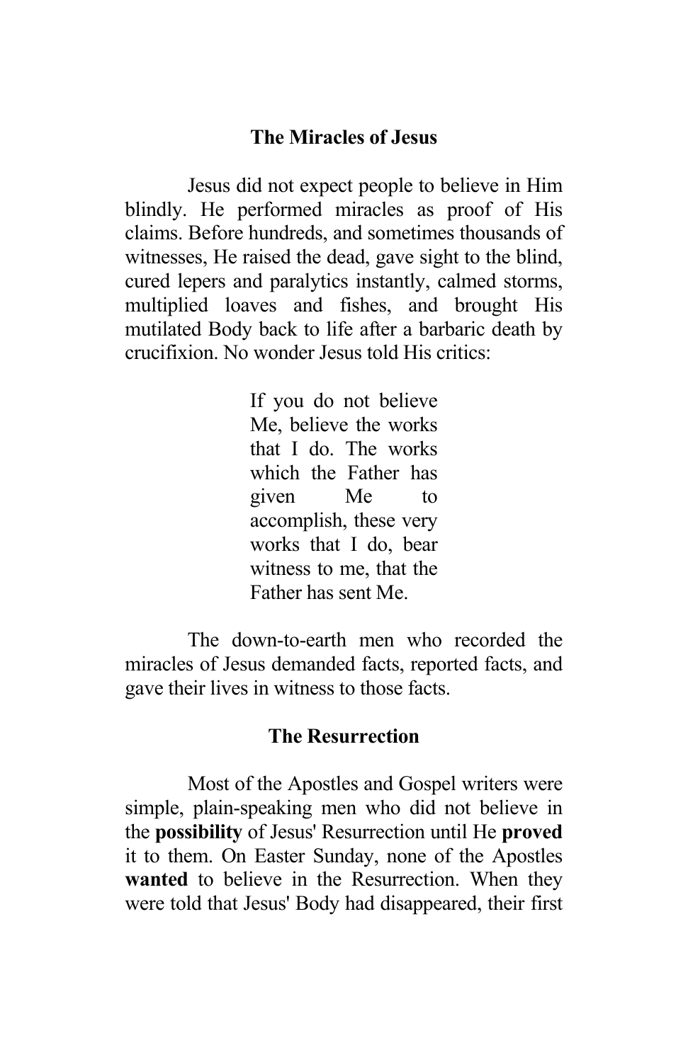## The Miracles of Jesus

Jesus did not expect people to believe in Him blindly. He performed miracles as proof of His claims. Before hundreds, and sometimes thousands of witnesses, He raised the dead, gave sight to the blind, cured lepers and paralytics instantly, calmed storms, multiplied loaves and fishes, and brought His mutilated Body back to life after a barbaric death by crucifixion. No wonder Jesus told His critics:

> If you do not believe Me, believe the works that I do. The works which the Father has given Me to accomplish, these very works that I do, bear witness to me, that the Father has sent Me.

The down-to-earth men who recorded the miracles of Jesus demanded facts, reported facts, and gave their lives in witness to those facts.

## The Resurrection

Most of the Apostles and Gospel writers were simple, plain-speaking men who did not believe in the **possibility** of Jesus' Resurrection until He **proved** it to them. On Easter Sunday, none of the Apostles **wanted** to believe in the Resurrection. When they were told that Jesus' Body had disappeared, their first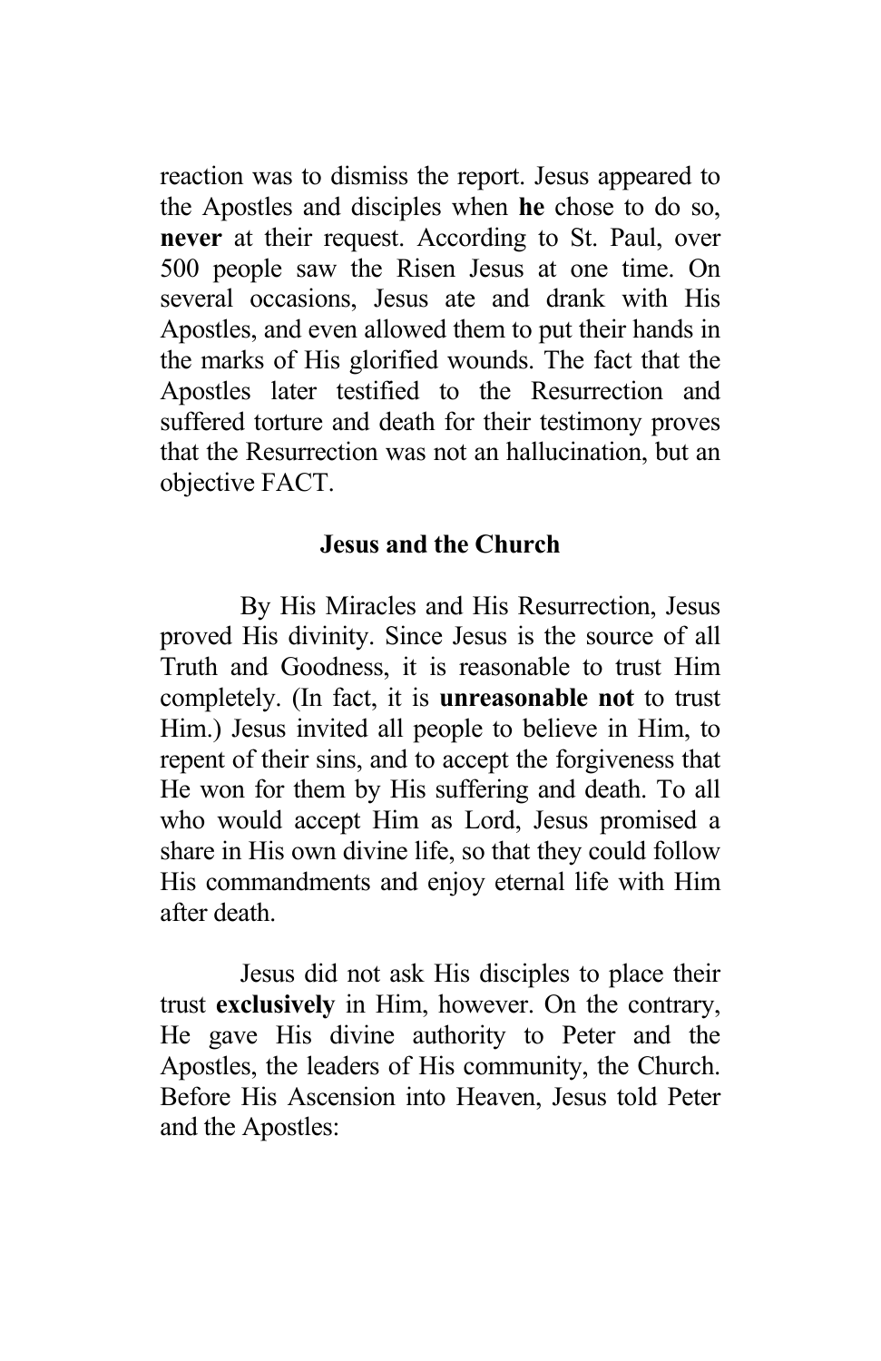reaction was to dismiss the report. Jesus appeared to the Apostles and disciples when **he** chose to do so, **never** at their request. According to St. Paul, over 500 people saw the Risen Jesus at one time. On several occasions, Jesus ate and drank with His Apostles, and even allowed them to put their hands in the marks of His glorified wounds. The fact that the Apostles later testified to the Resurrection and suffered torture and death for their testimony proves that the Resurrection was not an hallucination, but an objective FACT.

## Jesus and the Church

By His Miracles and His Resurrection, Jesus proved His divinity. Since Jesus is the source of all Truth and Goodness, it is reasonable to trust Him completely. (In fact, it is **unreasonable not** to trust Him.) Jesus invited all people to believe in Him, to repent of their sins, and to accept the forgiveness that He won for them by His suffering and death. To all who would accept Him as Lord, Jesus promised a share in His own divine life, so that they could follow His commandments and enjoy eternal life with Him after death.

Jesus did not ask His disciples to place their trust **exclusively** in Him, however. On the contrary, He gave His divine authority to Peter and the Apostles, the leaders of His community, the Church. Before His Ascension into Heaven, Jesus told Peter and the Apostles: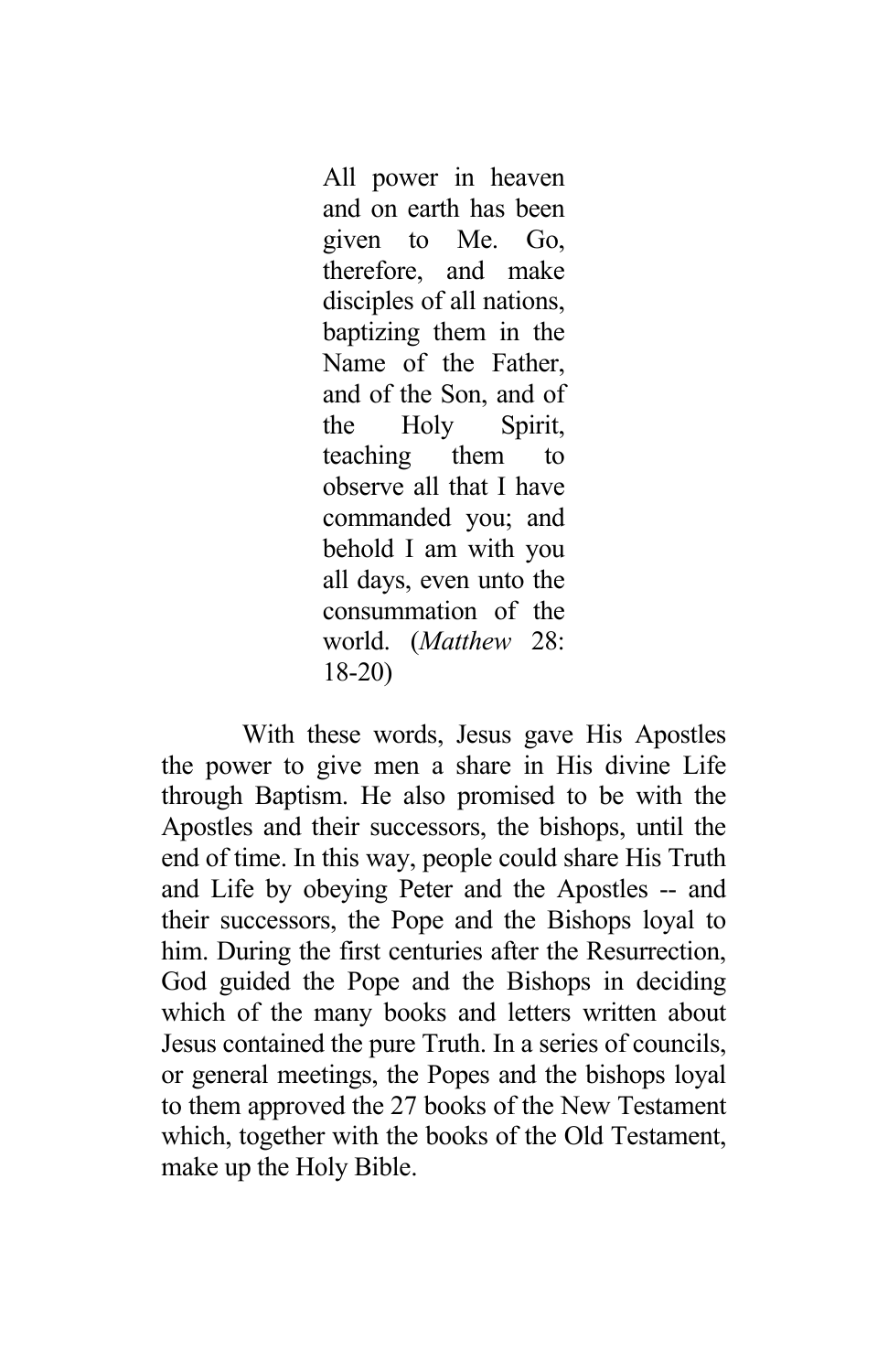> All power in heaven and on earth has been given to Me. Go, therefore, and make disciples of all nations, baptizing them in the Name of the Father, and of the Son, and of the Holy Spirit, teaching them to observe all that I have commanded you; and behold I am with you all days, even unto the consummation of the world. (*Matthew* 28: 18-20)

With these words, Jesus gave His Apostles the power to give men a share in His divine Life through Baptism. He also promised to be with the Apostles and their successors, the bishops, until the end of time. In this way, people could share His Truth and Life by obeying Peter and the Apostles -- and their successors, the Pope and the Bishops loyal to him. During the first centuries after the Resurrection, God guided the Pope and the Bishops in deciding which of the many books and letters written about Jesus contained the pure Truth. In a series of councils, or general meetings, the Popes and the bishops loyal to them approved the 27 books of the New Testament which, together with the books of the Old Testament, make up the Holy Bible.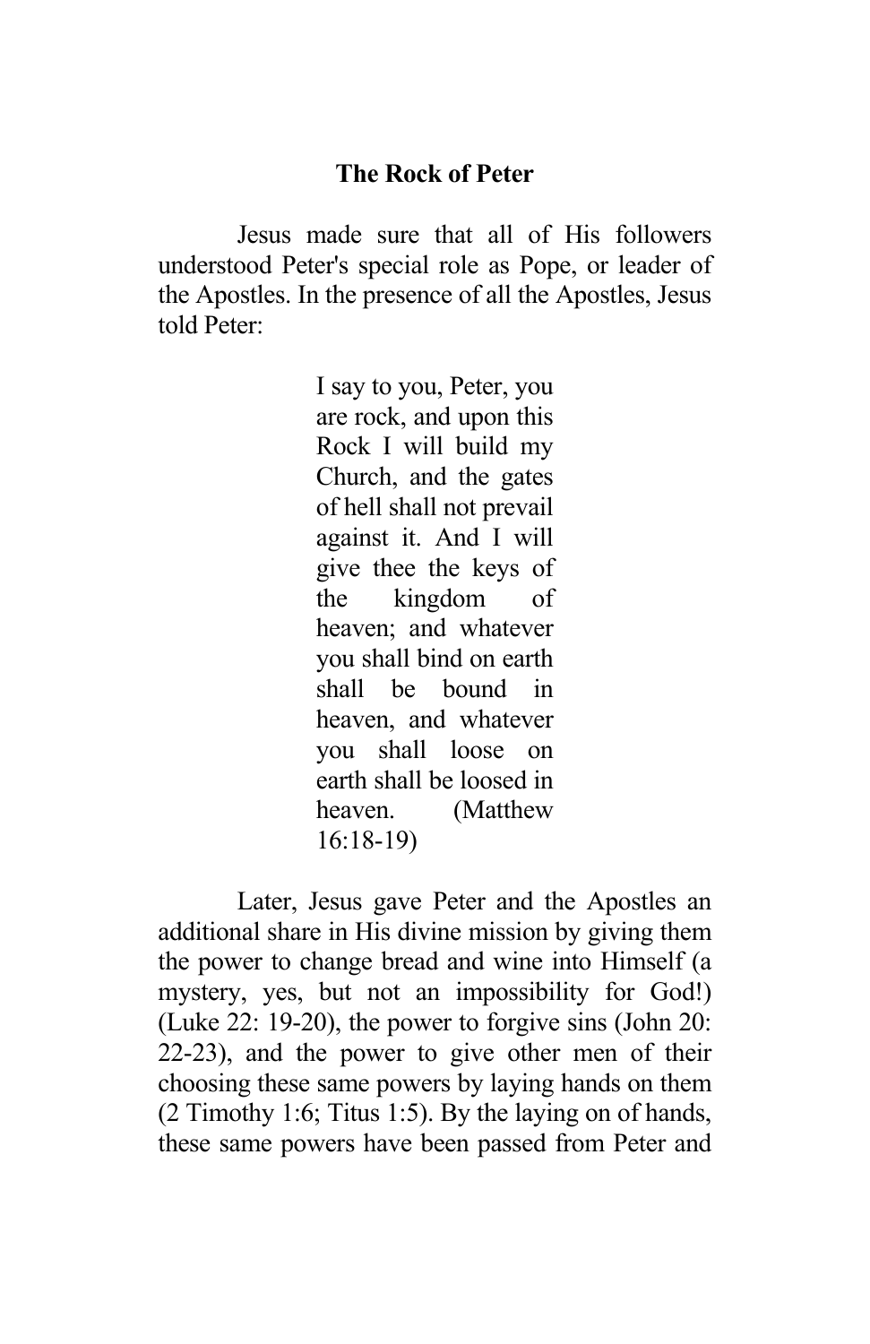**The Rock of Peter**

Jesus made sure that all of His followers understood Peter's special role as Pope, or leader of the Apostles. In the presence of all the Apostles, Jesus told Peter:

> I say to you, Peter, you are rock, and upon this Rock I will build my Church, and the gates of hell shall not prevail against it. And I will give thee the keys of the kingdom of heaven; and whatever you shall bind on earth shall be bound in heaven, and whatever you shall loose on earth shall be loosed in heaven. (Matthew 16:18-19)

Later, Jesus gave Peter and the Apostles an additional share in His divine mission by giving them the power to change bread and wine into Himself (a mystery, yes, but not an impossibility for God!) (Luke 22: 19-20), the power to forgive sins (John 20: 22-23), and the power to give other men of their choosing these same powers by laying hands on them (2 Timothy 1:6; Titus 1:5). By the laying on of hands, these same powers have been passed from Peter and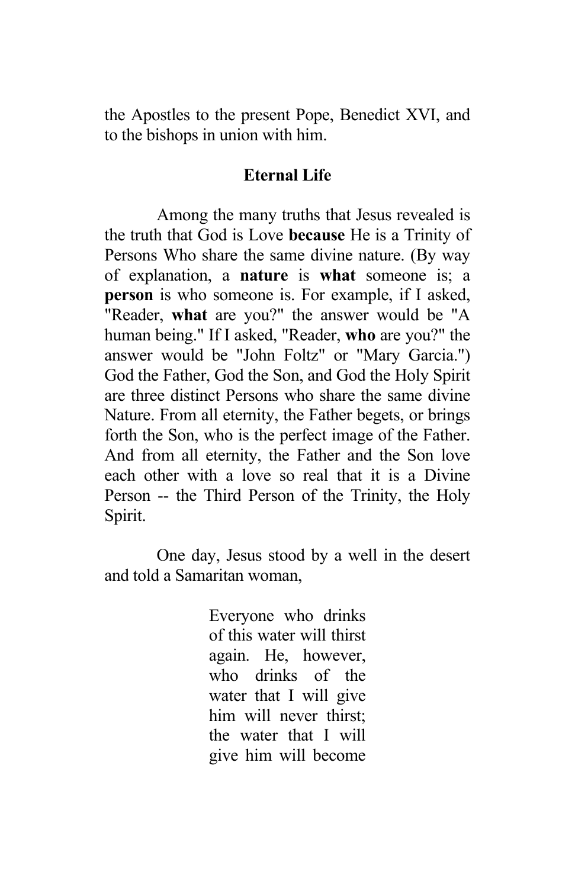the Apostles to the present Pope, Benedict XVI, and to the bishops in union with him.

### Eternal Life

Among the many truths that Jesus revealed is the truth that God is Love **because** He is a Trinity of Persons Who share the same divine nature. (By way of explanation, a **nature** is **what** someone is; a **person** is who someone is. For example, if I asked, "Reader, **what** are you?" the answer would be "A human being." If I asked, "Reader, **who** are you?" the answer would be "John Foltz" or "Mary Garcia.") God the Father, God the Son, and God the Holy Spirit are three distinct Persons who share the same divine Nature. From all eternity, the Father begets, or brings forth the Son, who is the perfect image of the Father. And from all eternity, the Father and the Son love each other with a love so real that it is a Divine Person -- the Third Person of the Trinity, the Holy Spirit.

One day, Jesus stood by a well in the desert and told a Samaritan woman,

> Everyone who drinks of this water will thirst again. He, however, who drinks of the water that I will give him will never thirst; the water that I will give him will become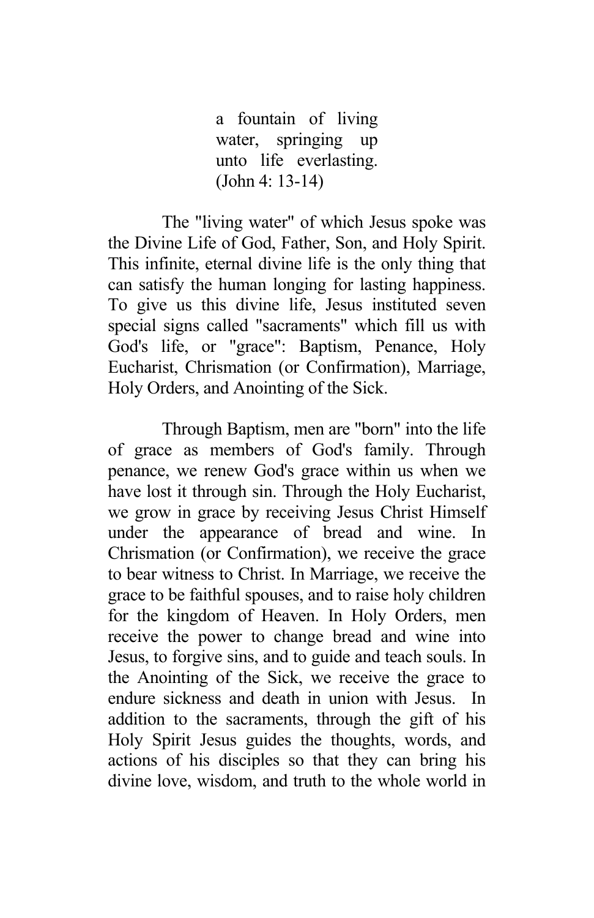> a fountain of living water, springing up unto life everlasting. (John 4: 13-14)

The "living water" of which Jesus spoke was the Divine Life of God, Father, Son, and Holy Spirit. This infinite, eternal divine life is the only thing that can satisfy the human longing for lasting happiness. To give us this divine life, Jesus instituted seven special signs called "sacraments" which fill us with God's life, or "grace": Baptism, Penance, Holy Eucharist, Chrismation (or Confirmation), Marriage, Holy Orders, and Anointing of the Sick.

Through Baptism, men are "born" into the life of grace as members of God's family. Through penance, we renew God's grace within us when we have lost it through sin. Through the Holy Eucharist, we grow in grace by receiving Jesus Christ Himself under the appearance of bread and wine. In Chrismation (or Confirmation), we receive the grace to bear witness to Christ. In Marriage, we receive the grace to be faithful spouses, and to raise holy children for the kingdom of Heaven. In Holy Orders, men receive the power to change bread and wine into Jesus, to forgive sins, and to guide and teach souls. In the Anointing of the Sick, we receive the grace to endure sickness and death in union with Jesus. In addition to the sacraments, through the gift of his Holy Spirit Jesus guides the thoughts, words, and actions of his disciples so that they can bring his divine love, wisdom, and truth to the whole world in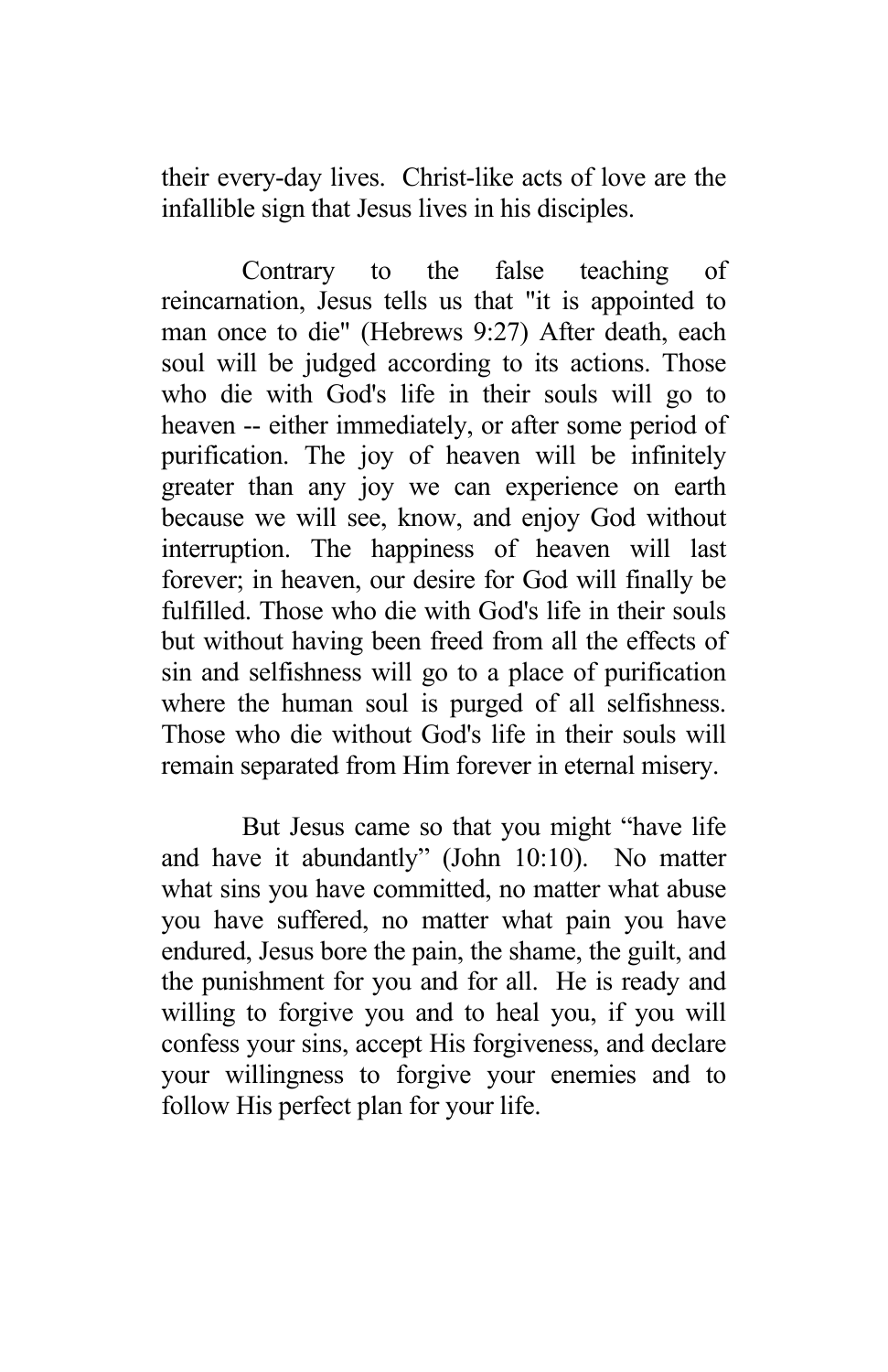their every-day lives. Christ-like acts of love are the infallible sign that Jesus lives in his disciples.

Contrary to the false teaching of reincarnation, Jesus tells us that "it is appointed to man once to die" (Hebrews 9:27) After death, each soul will be judged according to its actions. Those who die with God's life in their souls will go to heaven -- either immediately, or after some period of purification. The joy of heaven will be infinitely greater than any joy we can experience on earth because we will see, know, and enjoy God without interruption. The happiness of heaven will last forever; in heaven, our desire for God will finally be fulfilled. Those who die with God's life in their souls but without having been freed from all the effects of sin and selfishness will go to a place of purification where the human soul is purged of all selfishness. Those who die without God's life in their souls will remain separated from Him forever in eternal misery.

But Jesus came so that you might "have life and have it abundantly" (John 10:10). No matter what sins you have committed, no matter what abuse you have suffered, no matter what pain you have endured, Jesus bore the pain, the shame, the guilt, and the punishment for you and for all. He is ready and willing to forgive you and to heal you, if you will confess your sins, accept His forgiveness, and declare your willingness to forgive your enemies and to follow His perfect plan for your life.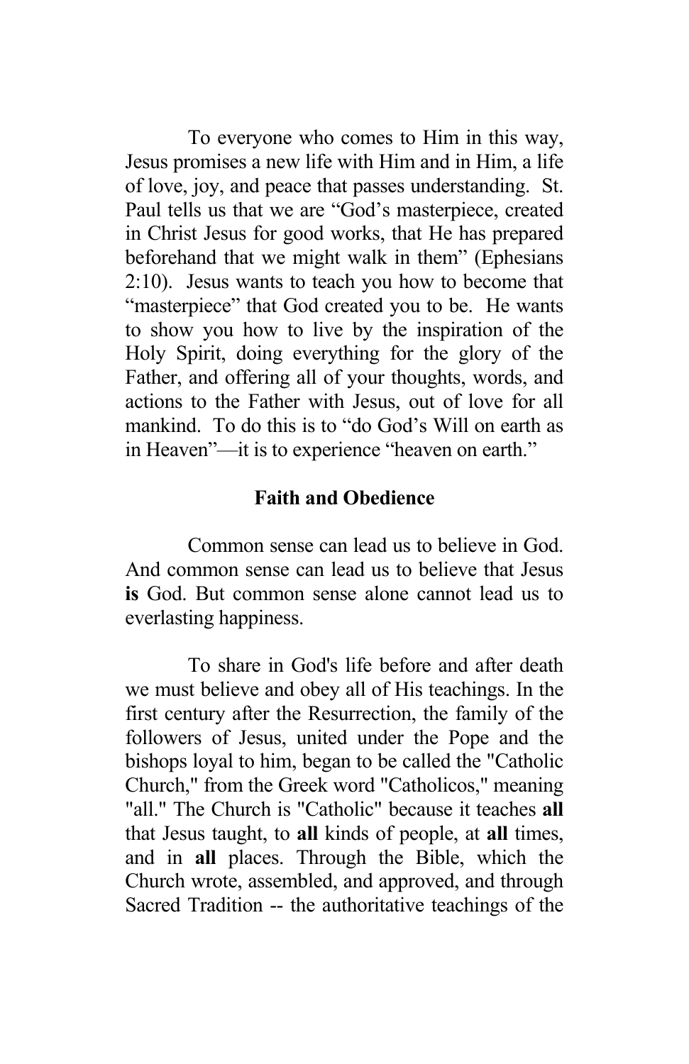To everyone who comes to Him in this way, Jesus promises a new life with Him and in Him, a life of love, joy, and peace that passes understanding. St. Paul tells us that we are "God's masterpiece, created in Christ Jesus for good works, that He has prepared beforehand that we might walk in them" (Ephesians 2:10). Jesus wants to teach you how to become that "masterpiece" that God created you to be. He wants to show you how to live by the inspiration of the Holy Spirit, doing everything for the glory of the Father, and offering all of your thoughts, words, and actions to the Father with Jesus, out of love for all mankind. To do this is to "do God's Will on earth as in Heaven"—it is to experience "heaven on earth."

### Faith and Obedience

Common sense can lead us to believe in God. And common sense can lead us to believe that Jesus **is** God. But common sense alone cannot lead us to everlasting happiness.

To share in God's life before and after death we must believe and obey all of His teachings. In the first century after the Resurrection, the family of the followers of Jesus, united under the Pope and the bishops loyal to him, began to be called the "Catholic Church," from the Greek word "Catholicos," meaning "all." The Church is "Catholic" because it teaches **all** that Jesus taught, to **all** kinds of people, at **all** times, and in **all** places. Through the Bible, which the Church wrote, assembled, and approved, and through Sacred Tradition -- the authoritative teachings of the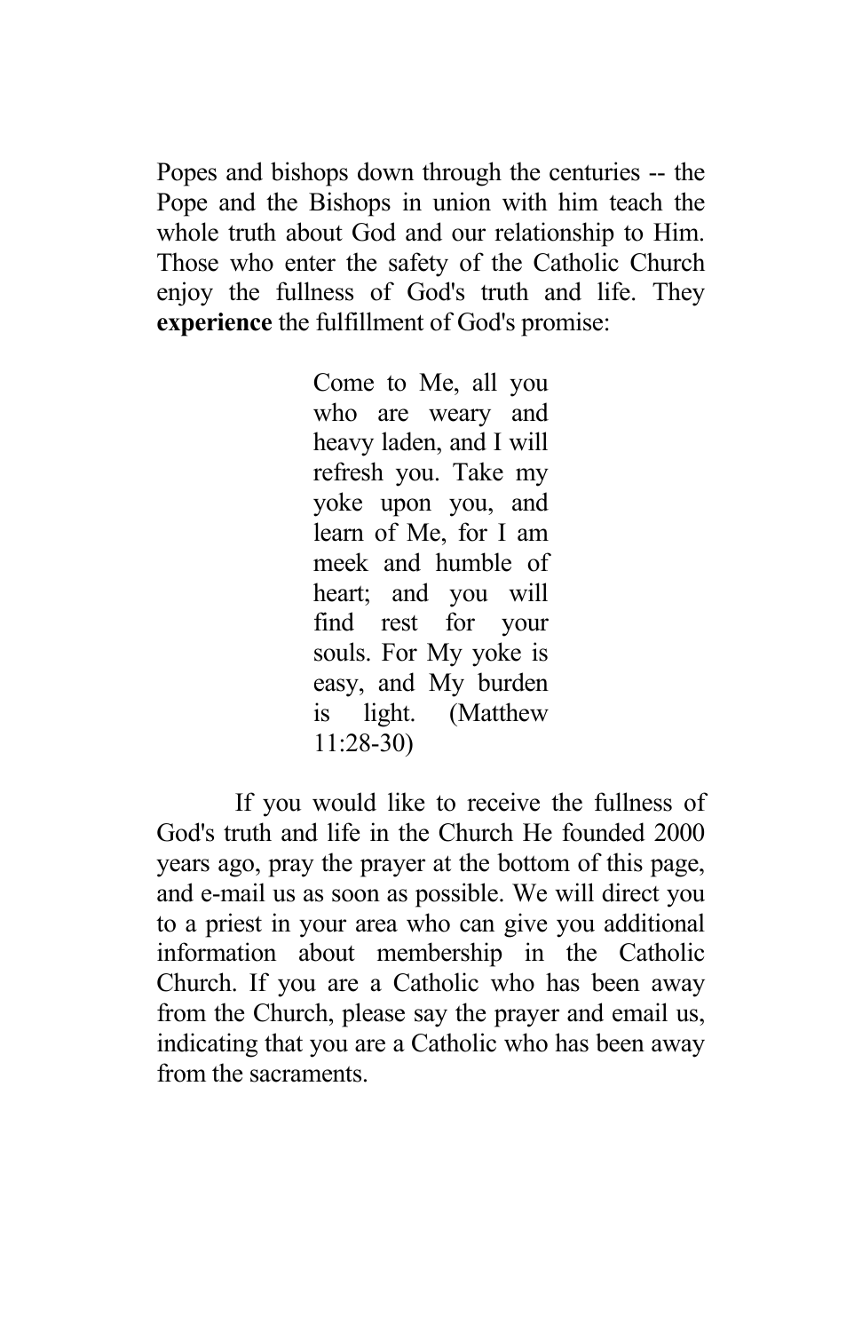Popes and bishops down through the centuries -- the Pope and the Bishops in union with him teach the whole truth about God and our relationship to Him. Those who enter the safety of the Catholic Church enjoy the fullness of God's truth and life. They **experience** the fulfillment of God's promise:

> Come to Me, all you who are weary and heavy laden, and I will refresh you. Take my yoke upon you, and learn of Me, for I am meek and humble of heart; and you will find rest for your souls. For My yoke is easy, and My burden is light. (Matthew 11:28-30)

If you would like to receive the fullness of God's truth and life in the Church He founded 2000 years ago, pray the prayer at the bottom of this page, and e-mail us as soon as possible. We will direct you to a priest in your area who can give you additional information about membership in the Catholic Church. If you are a Catholic who has been away from the Church, please say the prayer and email us, indicating that you are a Catholic who has been away from the sacraments.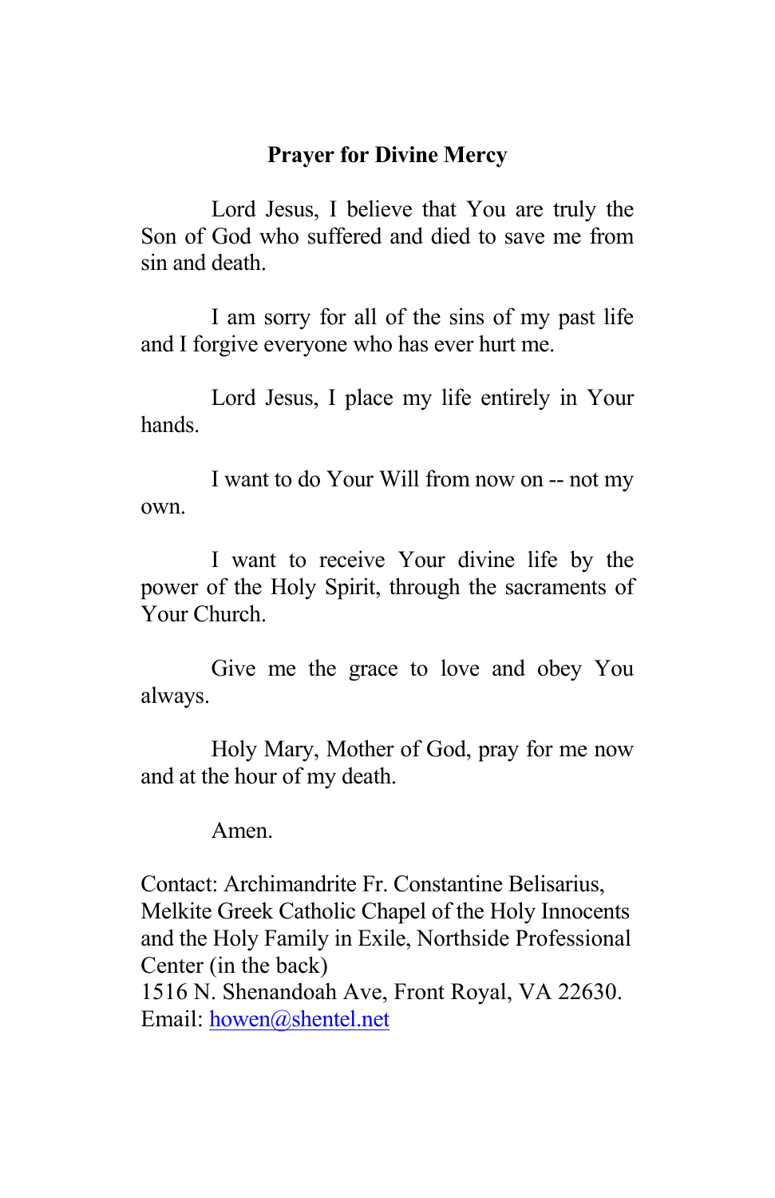**Prayer for Divine Mercy**

Lord Jesus, I believe that You are truly the Son of God who suffered and died to save me from sin and death.

I am sorry for all of the sins of my past life and I forgive everyone who has ever hurt me.

Lord Jesus, I place my life entirely in Your hands.

I want to do Your Will from now on -- not my own.

I want to receive Your divine life by the power of the Holy Spirit, through the sacraments of Your Church.

Give me the grace to love and obey You always.

Holy Mary, Mother of God, pray for me now and at the hour of my death.

Amen.

Contact: Archimandrite Fr. Constantine Belisarius, Melkite Greek Catholic Chapel of the Holy Innocents and the Holy Family in Exile, Northside Professional Center (in the back)
1516 N. Shenandoah Ave, Front Royal, VA 22630.
Email: howen@shentel.net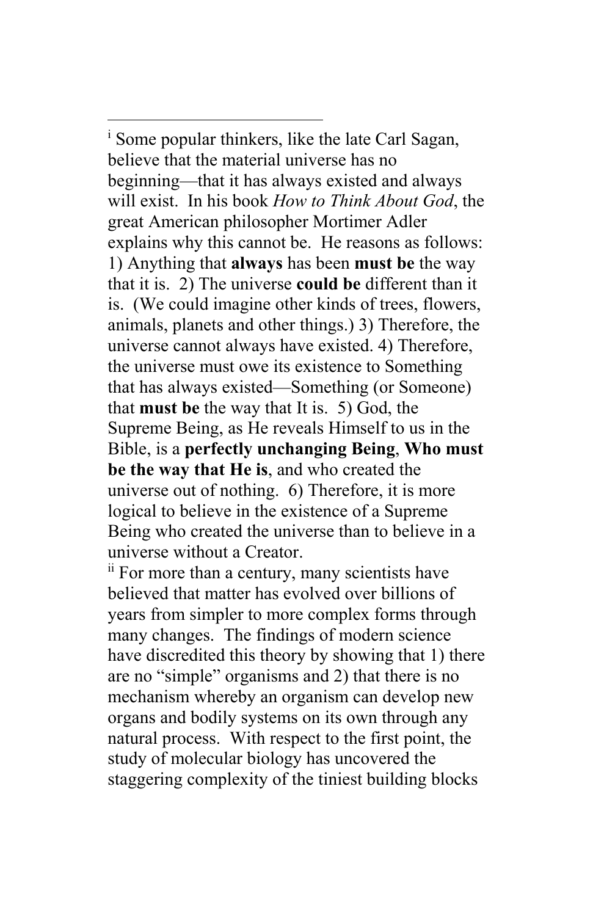---

[i] Some popular thinkers, like the late Carl Sagan, believe that the material universe has no beginning—that it has always existed and always will exist. In his book *How to Think About God*, the great American philosopher Mortimer Adler explains why this cannot be. He reasons as follows: 1) Anything that **always** has been **must be** the way that it is. 2) The universe **could be** different than it is. (We could imagine other kinds of trees, flowers, animals, planets and other things.) 3) Therefore, the universe cannot always have existed. 4) Therefore, the universe must owe its existence to Something that has always existed—Something (or Someone) that **must be** the way that It is. 5) God, the Supreme Being, as He reveals Himself to us in the Bible, is a **perfectly unchanging Being**, **Who must be the way that He is**, and who created the universe out of nothing. 6) Therefore, it is more logical to believe in the existence of a Supreme Being who created the universe than to believe in a universe without a Creator.

[ii] For more than a century, many scientists have believed that matter has evolved over billions of years from simpler to more complex forms through many changes. The findings of modern science have discredited this theory by showing that 1) there are no "simple" organisms and 2) that there is no mechanism whereby an organism can develop new organs and bodily systems on its own through any natural process. With respect to the first point, the study of molecular biology has uncovered the staggering complexity of the tiniest building blocks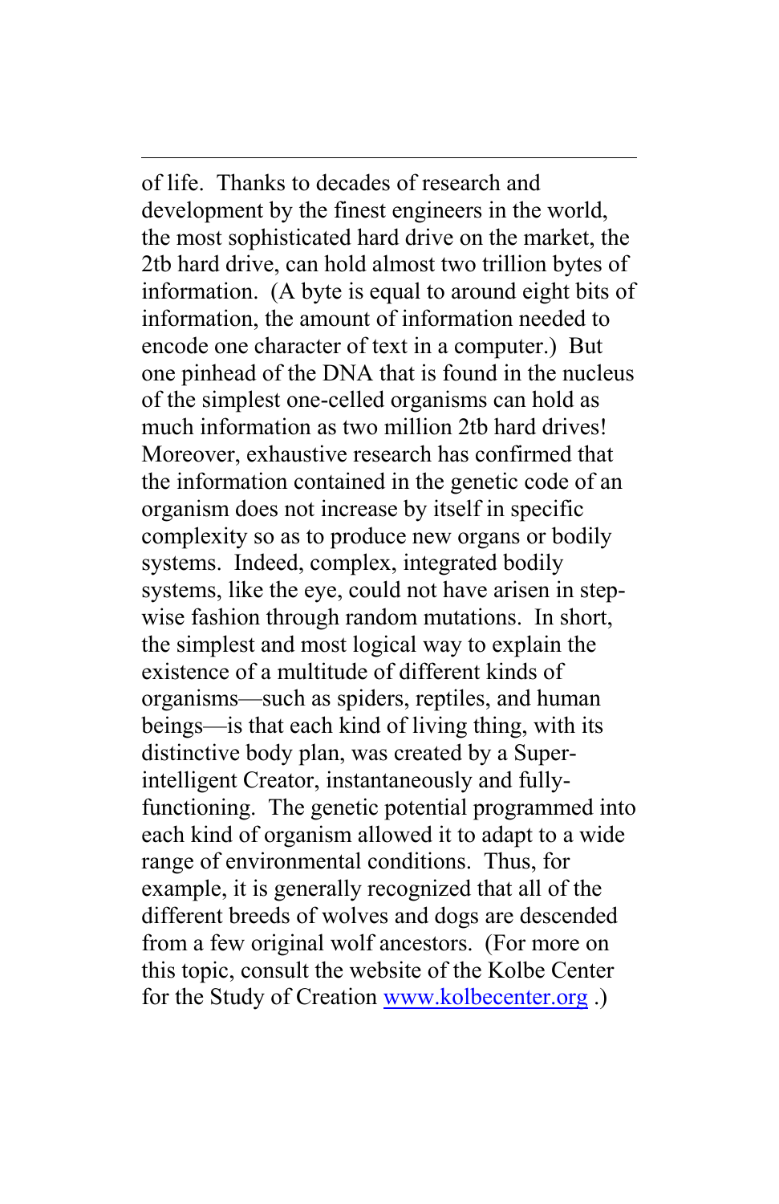of life. Thanks to decades of research and development by the finest engineers in the world, the most sophisticated hard drive on the market, the 2tb hard drive, can hold almost two trillion bytes of information. (A byte is equal to around eight bits of information, the amount of information needed to encode one character of text in a computer.) But one pinhead of the DNA that is found in the nucleus of the simplest one-celled organisms can hold as much information as two million 2tb hard drives! Moreover, exhaustive research has confirmed that the information contained in the genetic code of an organism does not increase by itself in specific complexity so as to produce new organs or bodily systems. Indeed, complex, integrated bodily systems, like the eye, could not have arisen in step-wise fashion through random mutations. In short, the simplest and most logical way to explain the existence of a multitude of different kinds of organisms—such as spiders, reptiles, and human beings—is that each kind of living thing, with its distinctive body plan, was created by a Super-intelligent Creator, instantaneously and fully-functioning. The genetic potential programmed into each kind of organism allowed it to adapt to a wide range of environmental conditions. Thus, for example, it is generally recognized that all of the different breeds of wolves and dogs are descended from a few original wolf ancestors. (For more on this topic, consult the website of the Kolbe Center for the Study of Creation [www.kolbecenter.org](http://www.kolbecenter.org) .)